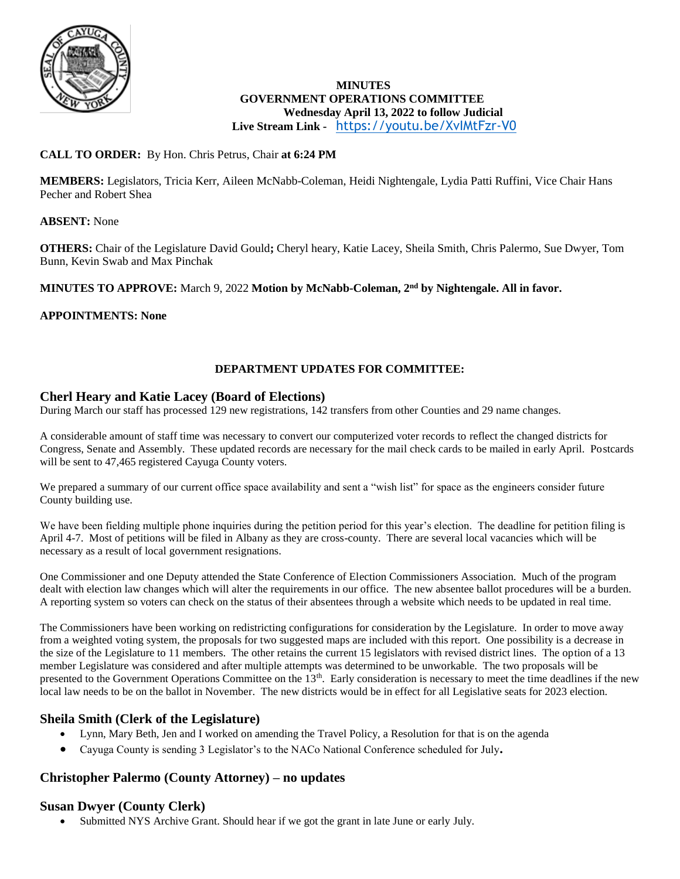**MINUTES**
**GOVERNMENT OPERATIONS COMMITTEE**
**Wednesday April 13, 2022 to follow Judicial**
**Live Stream Link -** https://youtu.be/XvIMtFzr-V0

**CALL TO ORDER:** By Hon. Chris Petrus, Chair **at 6:24 PM**

**MEMBERS:** Legislators, Tricia Kerr, Aileen McNabb-Coleman, Heidi Nightengale, Lydia Patti Ruffini, Vice Chair Hans Pecher and Robert Shea

**ABSENT:** None

**OTHERS:** Chair of the Legislature David Gould**;** Cheryl heary, Katie Lacey, Sheila Smith, Chris Palermo, Sue Dwyer, Tom Bunn, Kevin Swab and Max Pinchak

**MINUTES TO APPROVE:** March 9, 2022 **Motion by McNabb-Coleman, 2nd by Nightengale. All in favor.**

**APPOINTMENTS: None**

**DEPARTMENT UPDATES FOR COMMITTEE:**

## Cherl Heary and Katie Lacey (Board of Elections)

During March our staff has processed 129 new registrations, 142 transfers from other Counties and 29 name changes.

A considerable amount of staff time was necessary to convert our computerized voter records to reflect the changed districts for Congress, Senate and Assembly. These updated records are necessary for the mail check cards to be mailed in early April. Postcards will be sent to 47,465 registered Cayuga County voters.

We prepared a summary of our current office space availability and sent a "wish list" for space as the engineers consider future County building use.

We have been fielding multiple phone inquiries during the petition period for this year's election. The deadline for petition filing is April 4-7. Most of petitions will be filed in Albany as they are cross-county. There are several local vacancies which will be necessary as a result of local government resignations.

One Commissioner and one Deputy attended the State Conference of Election Commissioners Association. Much of the program dealt with election law changes which will alter the requirements in our office. The new absentee ballot procedures will be a burden. A reporting system so voters can check on the status of their absentees through a website which needs to be updated in real time.

The Commissioners have been working on redistricting configurations for consideration by the Legislature. In order to move away from a weighted voting system, the proposals for two suggested maps are included with this report. One possibility is a decrease in the size of the Legislature to 11 members. The other retains the current 15 legislators with revised district lines. The option of a 13 member Legislature was considered and after multiple attempts was determined to be unworkable. The two proposals will be presented to the Government Operations Committee on the 13th. Early consideration is necessary to meet the time deadlines if the new local law needs to be on the ballot in November. The new districts would be in effect for all Legislative seats for 2023 election.

## Sheila Smith (Clerk of the Legislature)

- Lynn, Mary Beth, Jen and I worked on amending the Travel Policy, a Resolution for that is on the agenda
- Cayuga County is sending 3 Legislator's to the NACo National Conference scheduled for July**.**

## Christopher Palermo (County Attorney) – no updates

## Susan Dwyer (County Clerk)

- Submitted NYS Archive Grant. Should hear if we got the grant in late June or early July.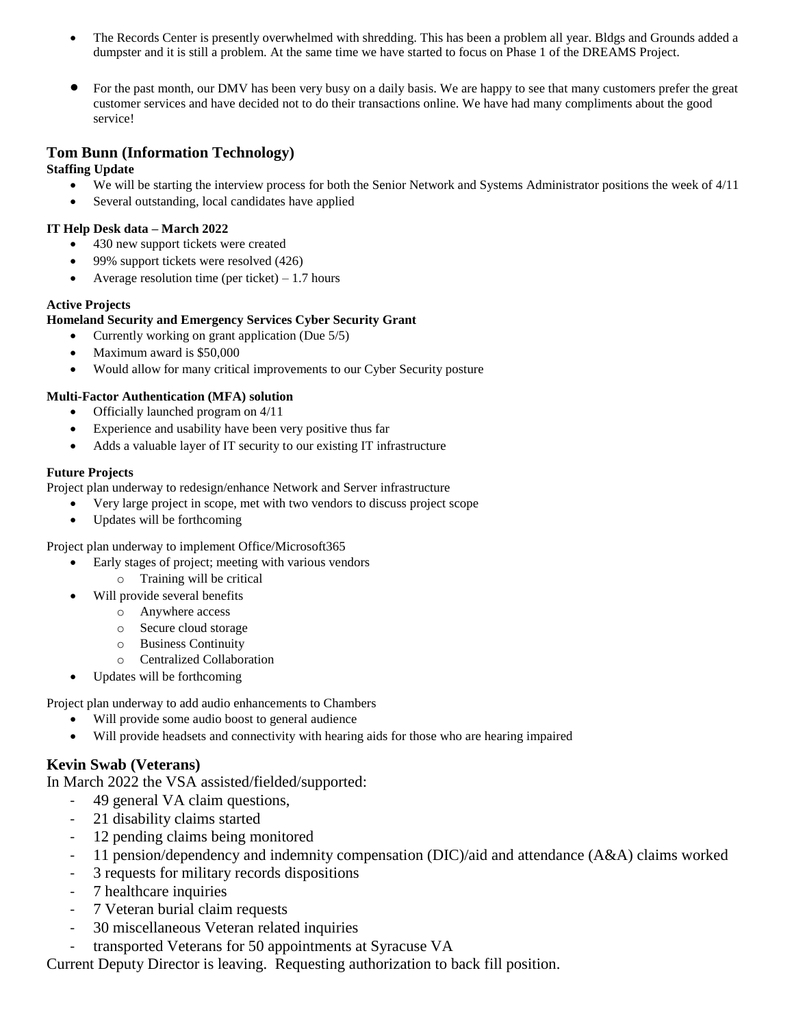- The Records Center is presently overwhelmed with shredding. This has been a problem all year. Bldgs and Grounds added a dumpster and it is still a problem. At the same time we have started to focus on Phase 1 of the DREAMS Project.

- For the past month, our DMV has been very busy on a daily basis. We are happy to see that many customers prefer the great customer services and have decided not to do their transactions online. We have had many compliments about the good service!

## Tom Bunn (Information Technology)

**Staffing Update**

- We will be starting the interview process for both the Senior Network and Systems Administrator positions the week of 4/11
- Several outstanding, local candidates have applied

**IT Help Desk data – March 2022**

- 430 new support tickets were created
- 99% support tickets were resolved (426)
- Average resolution time (per ticket) – 1.7 hours

**Active Projects**

**Homeland Security and Emergency Services Cyber Security Grant**

- Currently working on grant application (Due 5/5)
- Maximum award is $50,000
- Would allow for many critical improvements to our Cyber Security posture

**Multi-Factor Authentication (MFA) solution**

- Officially launched program on 4/11
- Experience and usability have been very positive thus far
- Adds a valuable layer of IT security to our existing IT infrastructure

**Future Projects**

Project plan underway to redesign/enhance Network and Server infrastructure

- Very large project in scope, met with two vendors to discuss project scope
- Updates will be forthcoming

Project plan underway to implement Office/Microsoft365

- Early stages of project; meeting with various vendors
  - Training will be critical
- Will provide several benefits
  - Anywhere access
  - Secure cloud storage
  - Business Continuity
  - Centralized Collaboration
- Updates will be forthcoming

Project plan underway to add audio enhancements to Chambers

- Will provide some audio boost to general audience
- Will provide headsets and connectivity with hearing aids for those who are hearing impaired

## Kevin Swab (Veterans)

In March 2022 the VSA assisted/fielded/supported:

- 49 general VA claim questions,
- 21 disability claims started
- 12 pending claims being monitored
- 11 pension/dependency and indemnity compensation (DIC)/aid and attendance (A&A) claims worked
- 3 requests for military records dispositions
- 7 healthcare inquiries
- 7 Veteran burial claim requests
- 30 miscellaneous Veteran related inquiries
- transported Veterans for 50 appointments at Syracuse VA

Current Deputy Director is leaving. Requesting authorization to back fill position.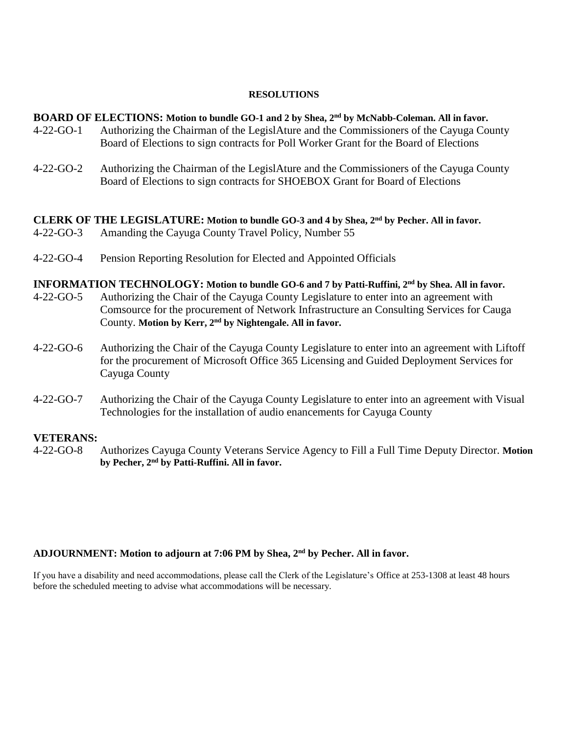**RESOLUTIONS**

**BOARD OF ELECTIONS: Motion to bundle GO-1 and 2 by Shea, 2nd by McNabb-Coleman. All in favor.**

4-22-GO-1 Authorizing the Chairman of the LegislAture and the Commissioners of the Cayuga County Board of Elections to sign contracts for Poll Worker Grant for the Board of Elections

4-22-GO-2 Authorizing the Chairman of the LegislAture and the Commissioners of the Cayuga County Board of Elections to sign contracts for SHOEBOX Grant for Board of Elections

**CLERK OF THE LEGISLATURE: Motion to bundle GO-3 and 4 by Shea, 2nd by Pecher. All in favor.**

4-22-GO-3 Amanding the Cayuga County Travel Policy, Number 55

4-22-GO-4 Pension Reporting Resolution for Elected and Appointed Officials

**INFORMATION TECHNOLOGY: Motion to bundle GO-6 and 7 by Patti-Ruffini, 2nd by Shea. All in favor.**

4-22-GO-5 Authorizing the Chair of the Cayuga County Legislature to enter into an agreement with Comsource for the procurement of Network Infrastructure an Consulting Services for Cauga County. **Motion by Kerr, 2nd by Nightengale. All in favor.**

4-22-GO-6 Authorizing the Chair of the Cayuga County Legislature to enter into an agreement with Liftoff for the procurement of Microsoft Office 365 Licensing and Guided Deployment Services for Cayuga County

4-22-GO-7 Authorizing the Chair of the Cayuga County Legislature to enter into an agreement with Visual Technologies for the installation of audio enancements for Cayuga County

**VETERANS:**

4-22-GO-8 Authorizes Cayuga County Veterans Service Agency to Fill a Full Time Deputy Director. **Motion by Pecher, 2nd by Patti-Ruffini. All in favor.**

**ADJOURNMENT: Motion to adjourn at 7:06 PM by Shea, 2nd by Pecher. All in favor.**

If you have a disability and need accommodations, please call the Clerk of the Legislature's Office at 253-1308 at least 48 hours before the scheduled meeting to advise what accommodations will be necessary.